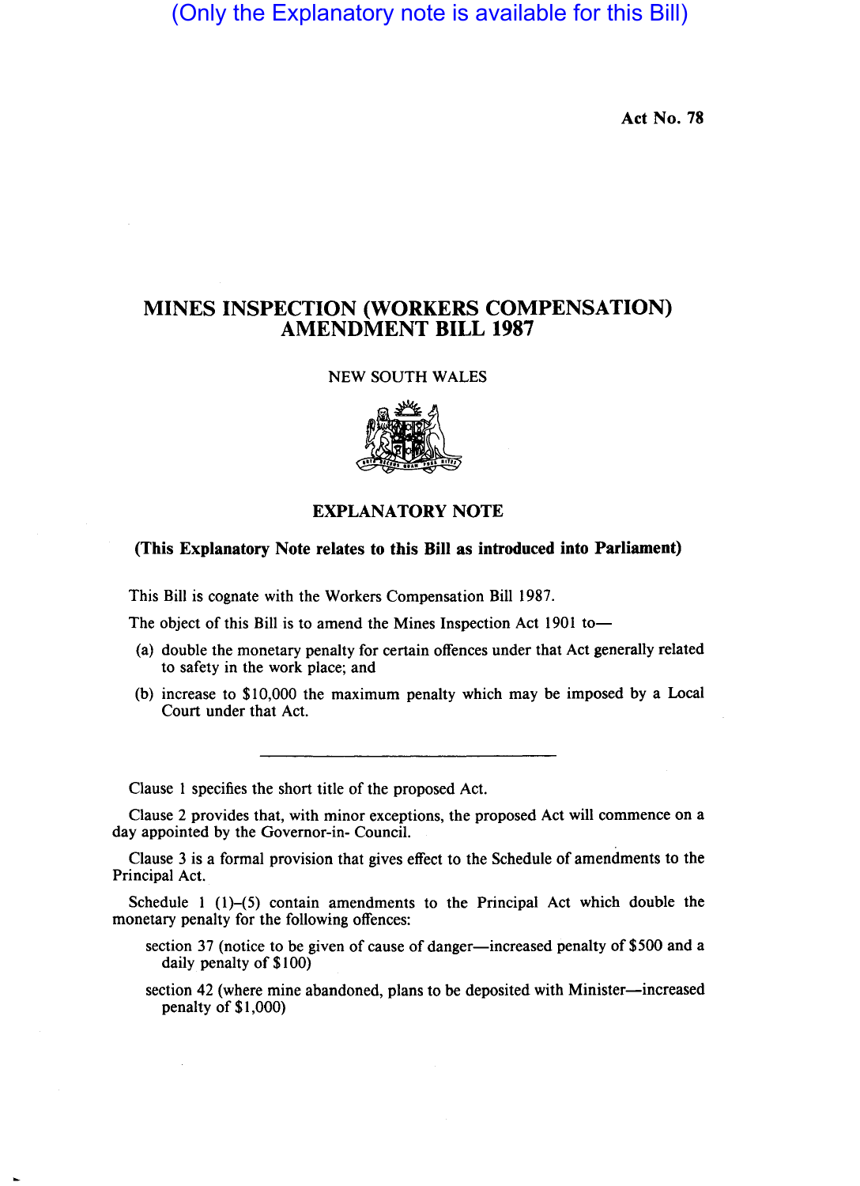(Only the Explanatory note is available for this Bill)

Act No. 78

# MINES INSPECTION (WORKERS COMPENSATION) AMENDMENT BILL 1987

NEW SOUTH WALES

## EXPLANATORY NOTE

**(This Explanatory Note relates to this Bill as introduced into Parliament)**

This Bill is cognate with the Workers Compensation Bill 1987.

The object of this Bill is to amend the Mines Inspection Act 1901 to—

(a) double the monetary penalty for certain offences under that Act generally related to safety in the work place; and

(b) increase to $10,000 the maximum penalty which may be imposed by a Local Court under that Act.

---

Clause 1 specifies the short title of the proposed Act.

Clause 2 provides that, with minor exceptions, the proposed Act will commence on a day appointed by the Governor-in- Council.

Clause 3 is a formal provision that gives effect to the Schedule of amendments to the Principal Act.

Schedule 1 (1)–(5) contain amendments to the Principal Act which double the monetary penalty for the following offences:

section 37 (notice to be given of cause of danger—increased penalty of $500 and a daily penalty of $100)

section 42 (where mine abandoned, plans to be deposited with Minister—increased penalty of $1,000)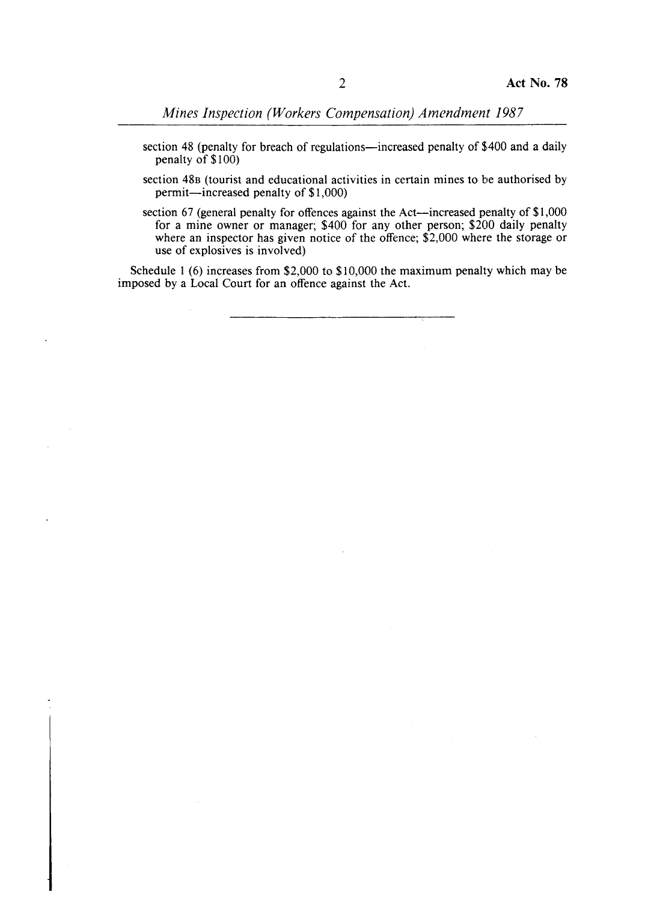section 48 (penalty for breach of regulations—increased penalty of $400 and a daily penalty of $100)

section 48B (tourist and educational activities in certain mines to be authorised by permit—increased penalty of $1,000)

section 67 (general penalty for offences against the Act—increased penalty of $1,000 for a mine owner or manager; $400 for any other person; $200 daily penalty where an inspector has given notice of the offence; $2,000 where the storage or use of explosives is involved)

Schedule 1 (6) increases from $2,000 to $10,000 the maximum penalty which may be imposed by a Local Court for an offence against the Act.